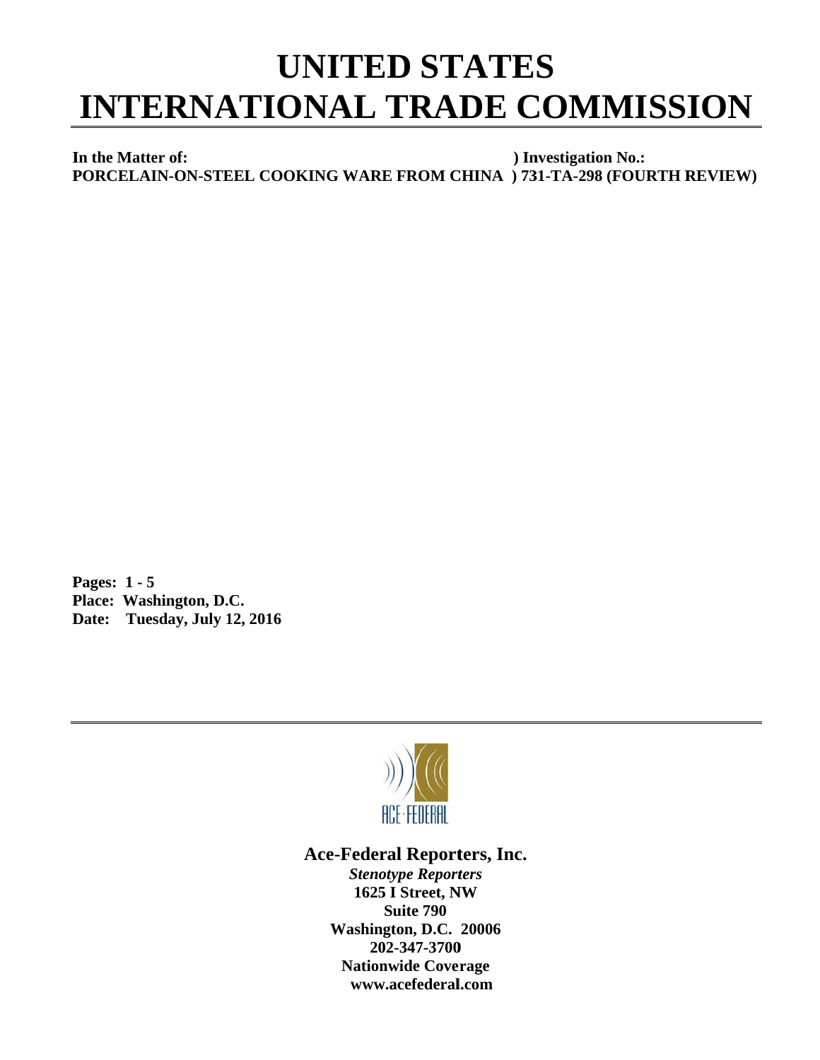# UNITED STATES INTERNATIONAL TRADE COMMISSION

**In the Matter of:** ) **Investigation No.:**
**PORCELAIN-ON-STEEL COOKING WARE FROM CHINA** ) **731-TA-298 (FOURTH REVIEW)**

**Pages: 1 - 5**
**Place: Washington, D.C.**
**Date: Tuesday, July 12, 2016**

ACE-FEDERAL

**Ace-Federal Reporters, Inc.**
***Stenotype Reporters***
**1625 I Street, NW**
**Suite 790**
**Washington, D.C. 20006**
**202-347-3700**
**Nationwide Coverage**
**www.acefederal.com**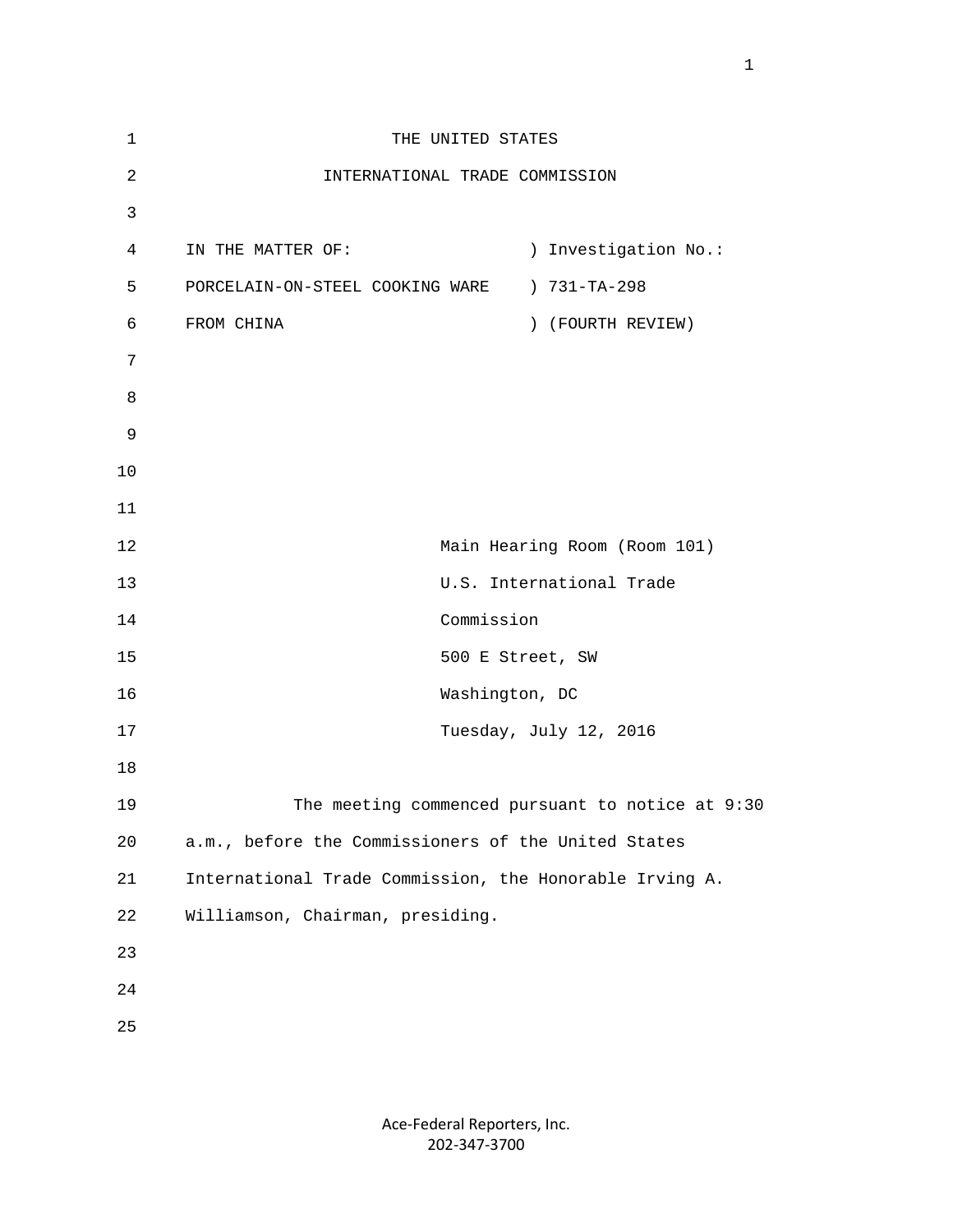THE UNITED STATES

INTERNATIONAL TRADE COMMISSION

IN THE MATTER OF: ) Investigation No.:
PORCELAIN-ON-STEEL COOKING WARE ) 731-TA-298
FROM CHINA ) (FOURTH REVIEW)

Main Hearing Room (Room 101)
U.S. International Trade
Commission
500 E Street, SW
Washington, DC
Tuesday, July 12, 2016

The meeting commenced pursuant to notice at 9:30 a.m., before the Commissioners of the United States International Trade Commission, the Honorable Irving A. Williamson, Chairman, presiding.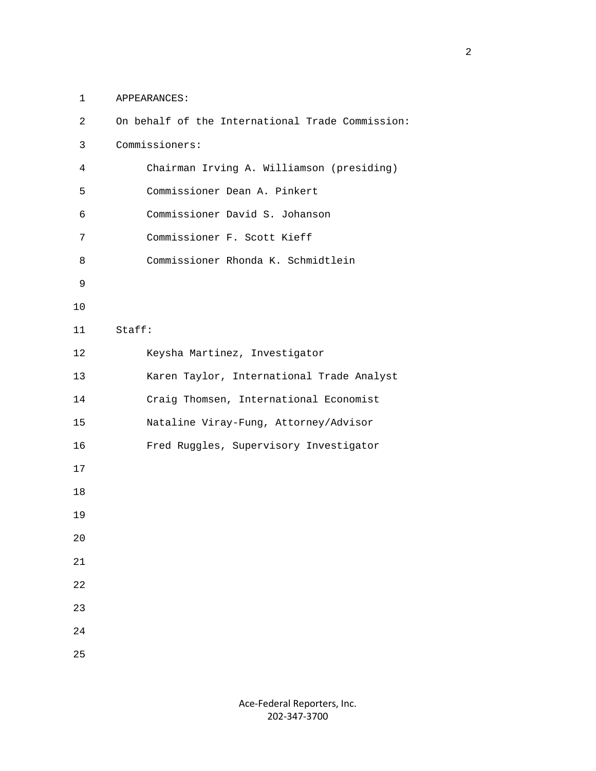APPEARANCES:

On behalf of the International Trade Commission:

Commissioners:

- Chairman Irving A. Williamson (presiding)
- Commissioner Dean A. Pinkert
- Commissioner David S. Johanson
- Commissioner F. Scott Kieff
- Commissioner Rhonda K. Schmidtlein

Staff:

- Keysha Martinez, Investigator
- Karen Taylor, International Trade Analyst
- Craig Thomsen, International Economist
- Nataline Viray-Fung, Attorney/Advisor
- Fred Ruggles, Supervisory Investigator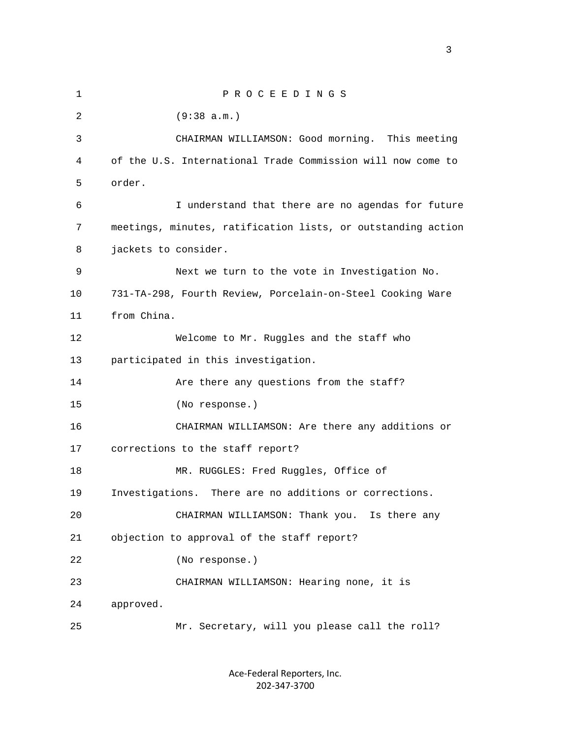P R O C E E D I N G S

(9:38 a.m.)

CHAIRMAN WILLIAMSON: Good morning. This meeting of the U.S. International Trade Commission will now come to order.

I understand that there are no agendas for future meetings, minutes, ratification lists, or outstanding action jackets to consider.

Next we turn to the vote in Investigation No. 731-TA-298, Fourth Review, Porcelain-on-Steel Cooking Ware from China.

Welcome to Mr. Ruggles and the staff who participated in this investigation.

Are there any questions from the staff?

(No response.)

CHAIRMAN WILLIAMSON: Are there any additions or corrections to the staff report?

MR. RUGGLES: Fred Ruggles, Office of Investigations. There are no additions or corrections.

CHAIRMAN WILLIAMSON: Thank you. Is there any objection to approval of the staff report?

(No response.)

CHAIRMAN WILLIAMSON: Hearing none, it is approved.

Mr. Secretary, will you please call the roll?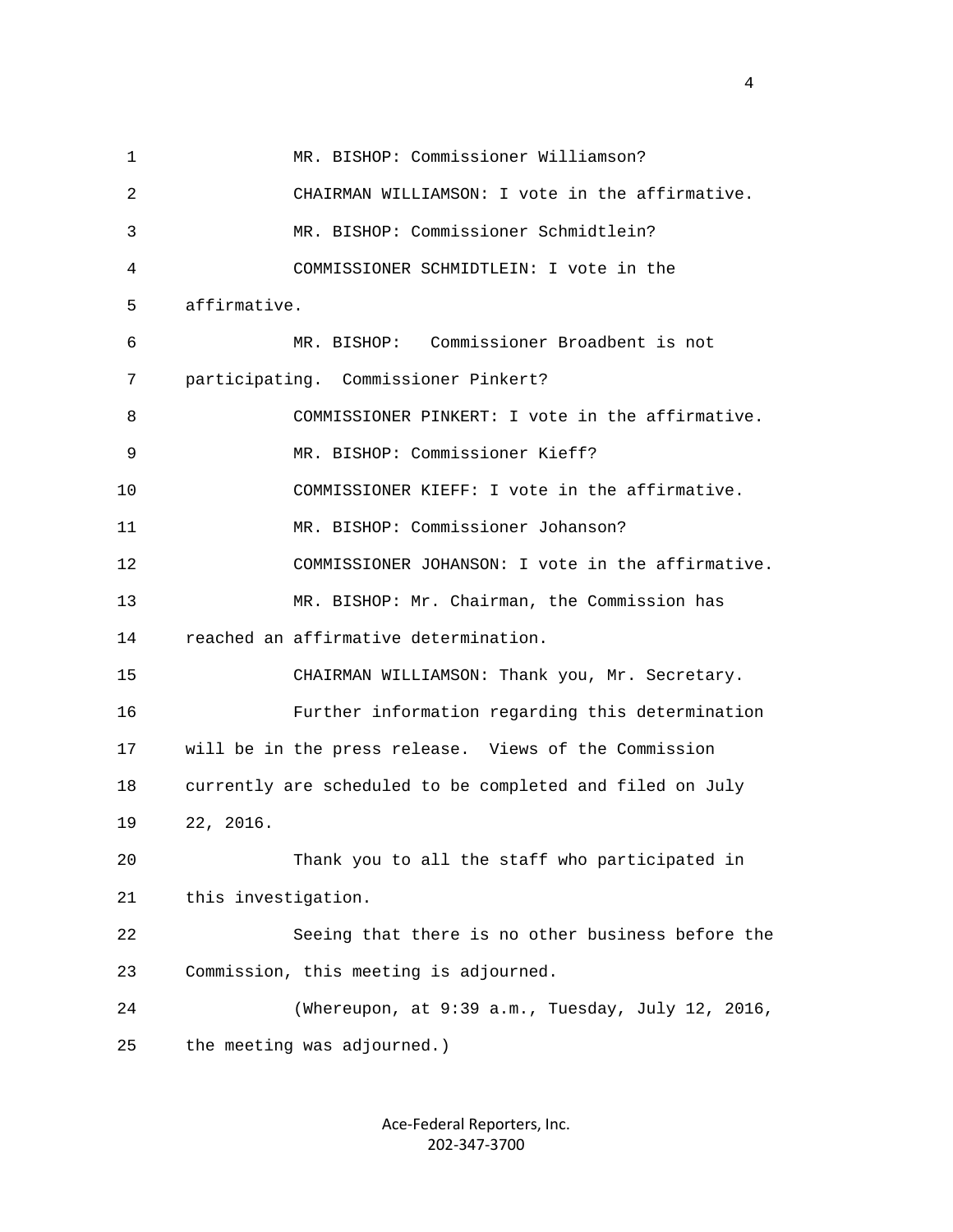MR. BISHOP: Commissioner Williamson?

CHAIRMAN WILLIAMSON: I vote in the affirmative.

MR. BISHOP: Commissioner Schmidtlein?

COMMISSIONER SCHMIDTLEIN: I vote in the affirmative.

MR. BISHOP: Commissioner Broadbent is not participating. Commissioner Pinkert?

COMMISSIONER PINKERT: I vote in the affirmative.

MR. BISHOP: Commissioner Kieff?

COMMISSIONER KIEFF: I vote in the affirmative.

MR. BISHOP: Commissioner Johanson?

COMMISSIONER JOHANSON: I vote in the affirmative.

MR. BISHOP: Mr. Chairman, the Commission has reached an affirmative determination.

CHAIRMAN WILLIAMSON: Thank you, Mr. Secretary.

Further information regarding this determination will be in the press release. Views of the Commission currently are scheduled to be completed and filed on July 22, 2016.

Thank you to all the staff who participated in this investigation.

Seeing that there is no other business before the Commission, this meeting is adjourned.

(Whereupon, at 9:39 a.m., Tuesday, July 12, 2016, the meeting was adjourned.)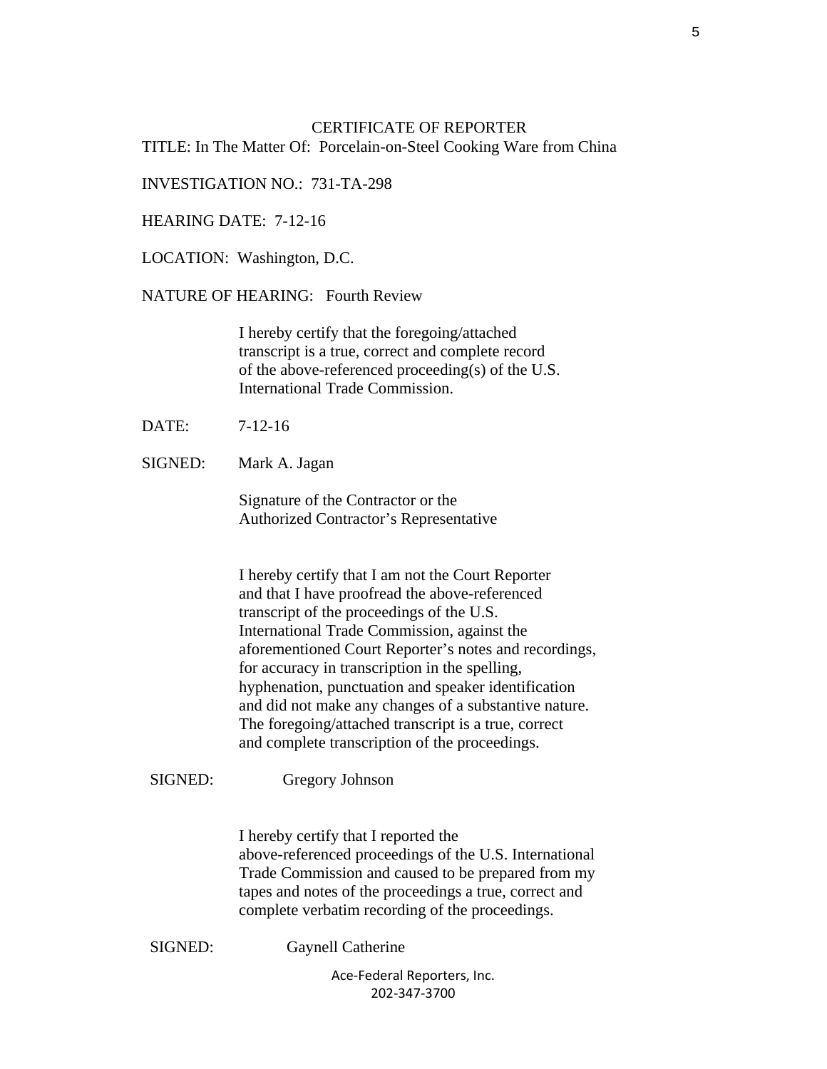# CERTIFICATE OF REPORTER

TITLE: In The Matter Of: Porcelain-on-Steel Cooking Ware from China

INVESTIGATION NO.: 731-TA-298

HEARING DATE: 7-12-16

LOCATION: Washington, D.C.

NATURE OF HEARING: Fourth Review

I hereby certify that the foregoing/attached transcript is a true, correct and complete record of the above-referenced proceeding(s) of the U.S. International Trade Commission.

DATE: 7-12-16

SIGNED: Mark A. Jagan

Signature of the Contractor or the Authorized Contractor's Representative

I hereby certify that I am not the Court Reporter and that I have proofread the above-referenced transcript of the proceedings of the U.S. International Trade Commission, against the aforementioned Court Reporter's notes and recordings, for accuracy in transcription in the spelling, hyphenation, punctuation and speaker identification and did not make any changes of a substantive nature. The foregoing/attached transcript is a true, correct and complete transcription of the proceedings.

SIGNED: Gregory Johnson

I hereby certify that I reported the above-referenced proceedings of the U.S. International Trade Commission and caused to be prepared from my tapes and notes of the proceedings a true, correct and complete verbatim recording of the proceedings.

SIGNED: Gaynell Catherine